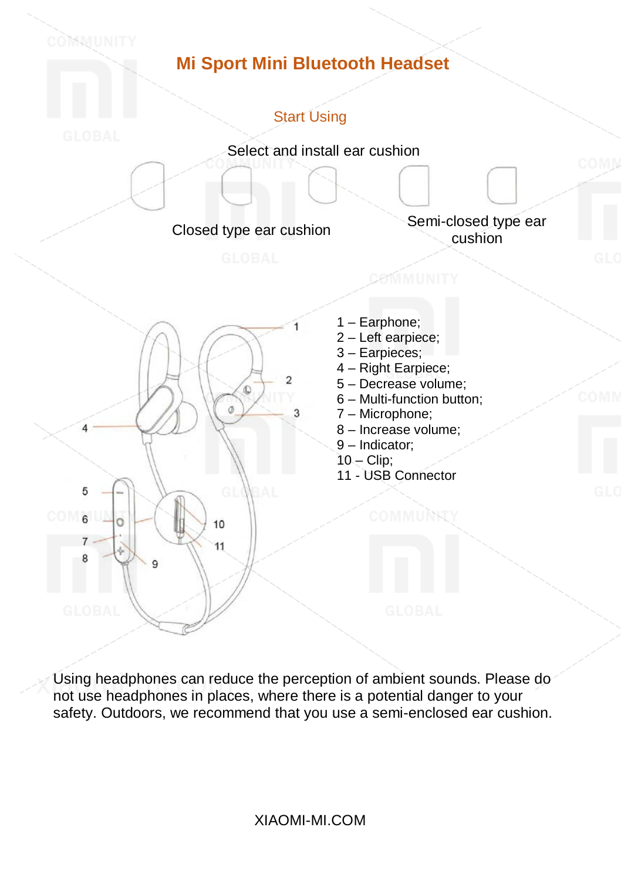# Mi Sport Mini Bluetooth Headset

## Start Using

Select and install ear cushion

Closed type ear cushion

Semi-closed type ear cushion

1 – Earphone;
2 – Left earpiece;
3 – Earpieces;
4 – Right Earpiece;
5 – Decrease volume;
6 – Multi-function button;
7 – Microphone;
8 – Increase volume;
9 – Indicator;
10 – Clip;
11 - USB Connector

Using headphones can reduce the perception of ambient sounds. Please do not use headphones in places, where there is a potential danger to your safety. Outdoors, we recommend that you use a semi-enclosed ear cushion.

XIAOMI-MI.COM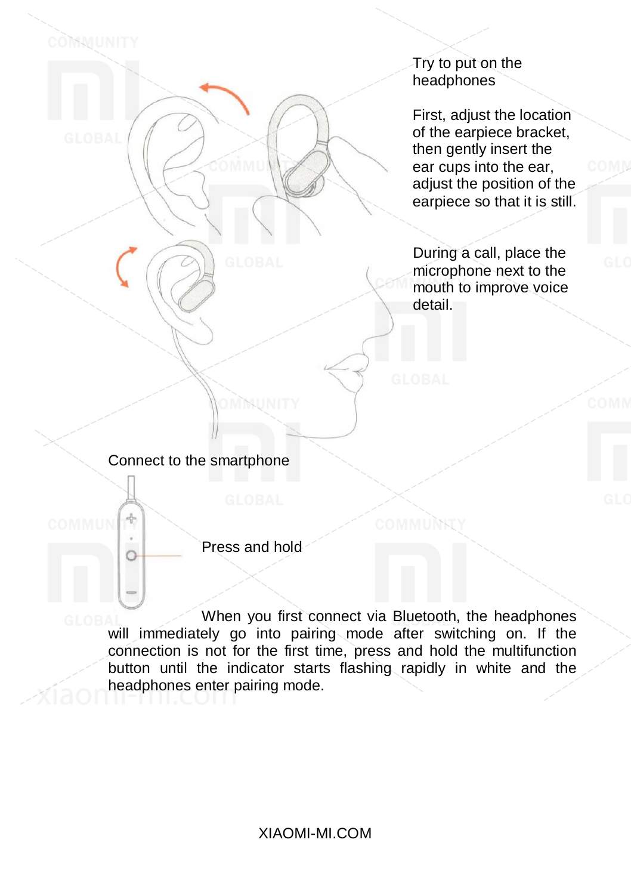## Try to put on the headphones

First, adjust the location of the earpiece bracket, then gently insert the ear cups into the ear, adjust the position of the earpiece so that it is still.

During a call, place the microphone next to the mouth to improve voice detail.

## Connect to the smartphone

Press and hold

When you first connect via Bluetooth, the headphones will immediately go into pairing mode after switching on. If the connection is not for the first time, press and hold the multifunction button until the indicator starts flashing rapidly in white and the headphones enter pairing mode.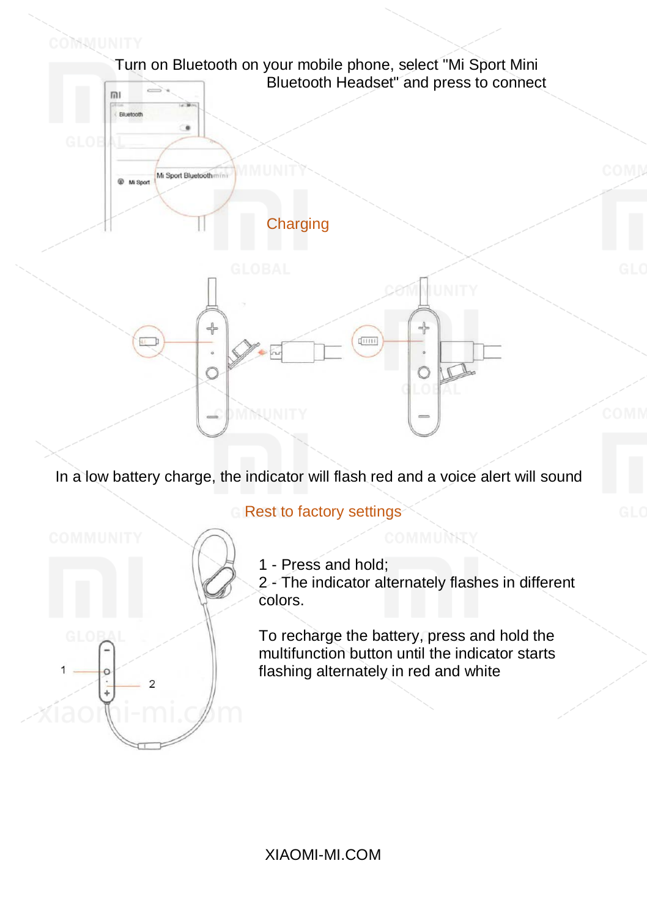Turn on Bluetooth on your mobile phone, select "Mi Sport Mini Bluetooth Headset" and press to connect

## Charging

In a low battery charge, the indicator will flash red and a voice alert will sound

## Rest to factory settings

1 - Press and hold;
2 - The indicator alternately flashes in different colors.

To recharge the battery, press and hold the multifunction button until the indicator starts flashing alternately in red and white

XIAOMI-MI.COM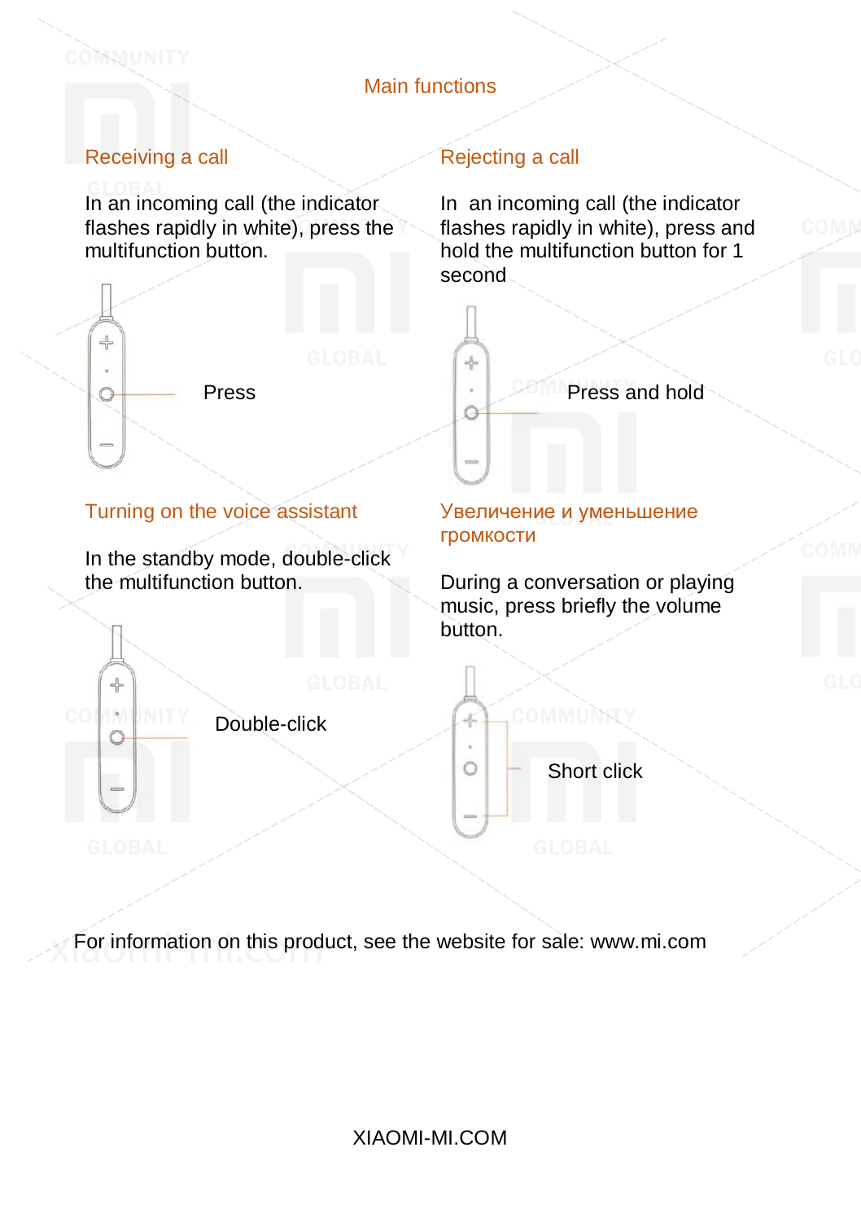# Main functions

## Receiving a call

In an incoming call (the indicator flashes rapidly in white), press the multifunction button.

Press

## Rejecting a call

In an incoming call (the indicator flashes rapidly in white), press and hold the multifunction button for 1 second

Press and hold

## Turning on the voice assistant

In the standby mode, double-click the multifunction button.

Double-click

## Увеличение и уменьшение громкости

During a conversation or playing music, press briefly the volume button.

Short click

For information on this product, see the website for sale: www.mi.com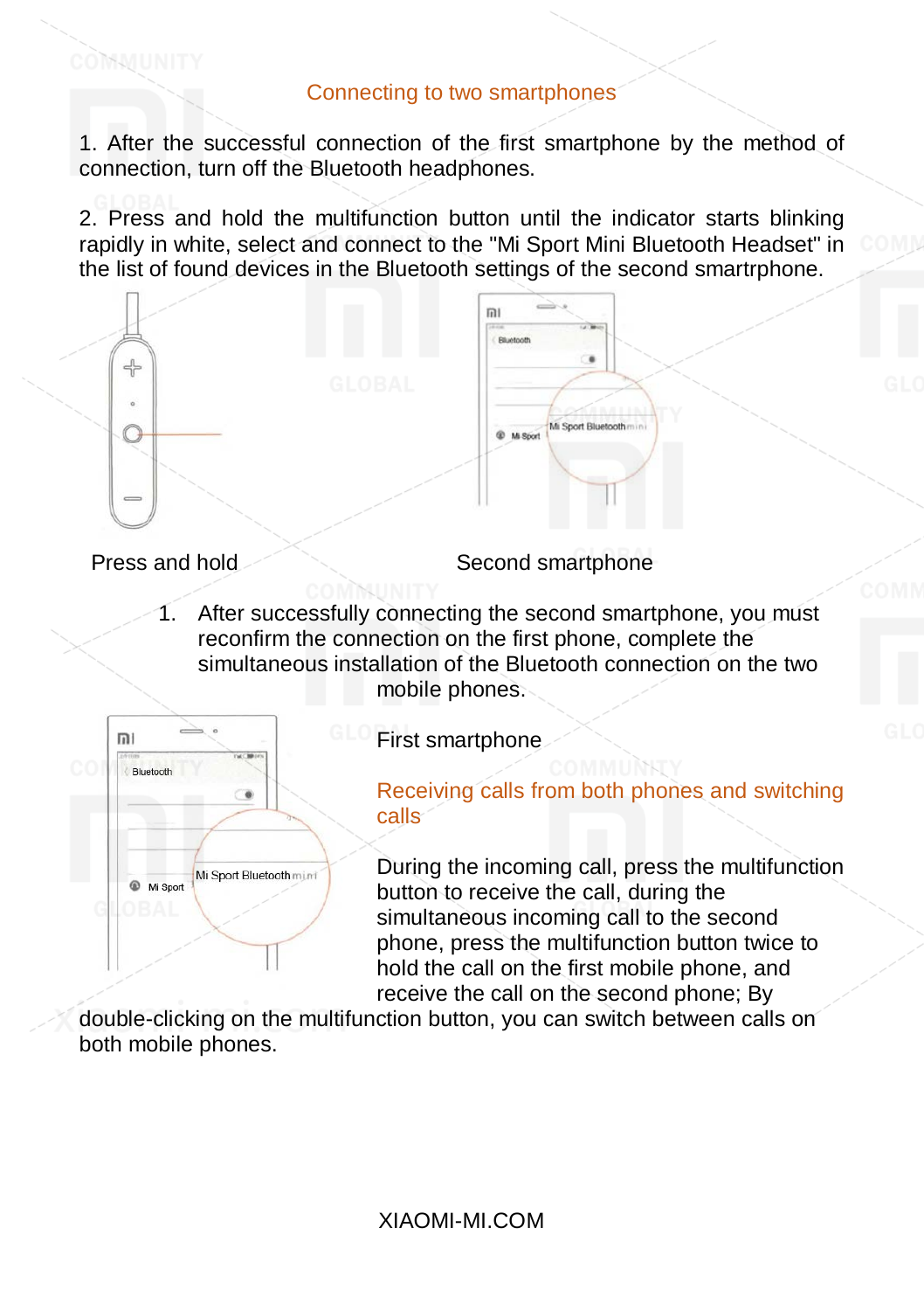## Connecting to two smartphones

1. After the successful connection of the first smartphone by the method of connection, turn off the Bluetooth headphones.

2. Press and hold the multifunction button until the indicator starts blinking rapidly in white, select and connect to the "Mi Sport Mini Bluetooth Headset" in the list of found devices in the Bluetooth settings of the second smartrphone.

Press and hold

Second smartphone

1. After successfully connecting the second smartphone, you must reconfirm the connection on the first phone, complete the simultaneous installation of the Bluetooth connection on the two mobile phones.

First smartphone

## Receiving calls from both phones and switching calls

During the incoming call, press the multifunction button to receive the call, during the simultaneous incoming call to the second phone, press the multifunction button twice to hold the call on the first mobile phone, and receive the call on the second phone; By double-clicking on the multifunction button, you can switch between calls on both mobile phones.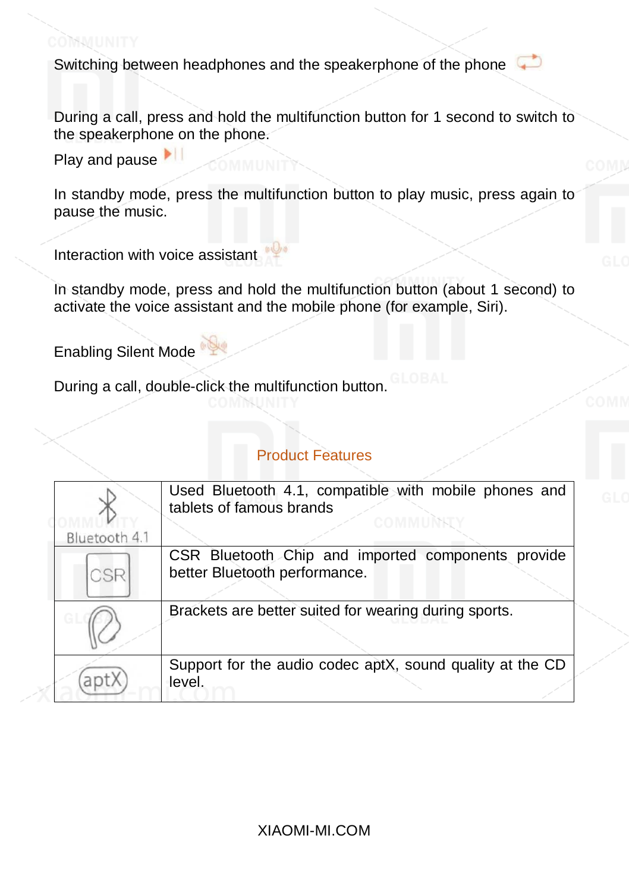Switching between headphones and the speakerphone of the phone

During a call, press and hold the multifunction button for 1 second to switch to the speakerphone on the phone.

Play and pause

In standby mode, press the multifunction button to play music, press again to pause the music.

Interaction with voice assistant

In standby mode, press and hold the multifunction button (about 1 second) to activate the voice assistant and the mobile phone (for example, Siri).

Enabling Silent Mode

During a call, double-click the multifunction button.

## Product Features

| | |
|---|---|
| Bluetooth 4.1 | Used Bluetooth 4.1, compatible with mobile phones and tablets of famous brands |
| CSR | CSR Bluetooth Chip and imported components provide better Bluetooth performance. |
| | Brackets are better suited for wearing during sports. |
| aptX | Support for the audio codec aptX, sound quality at the CD level. |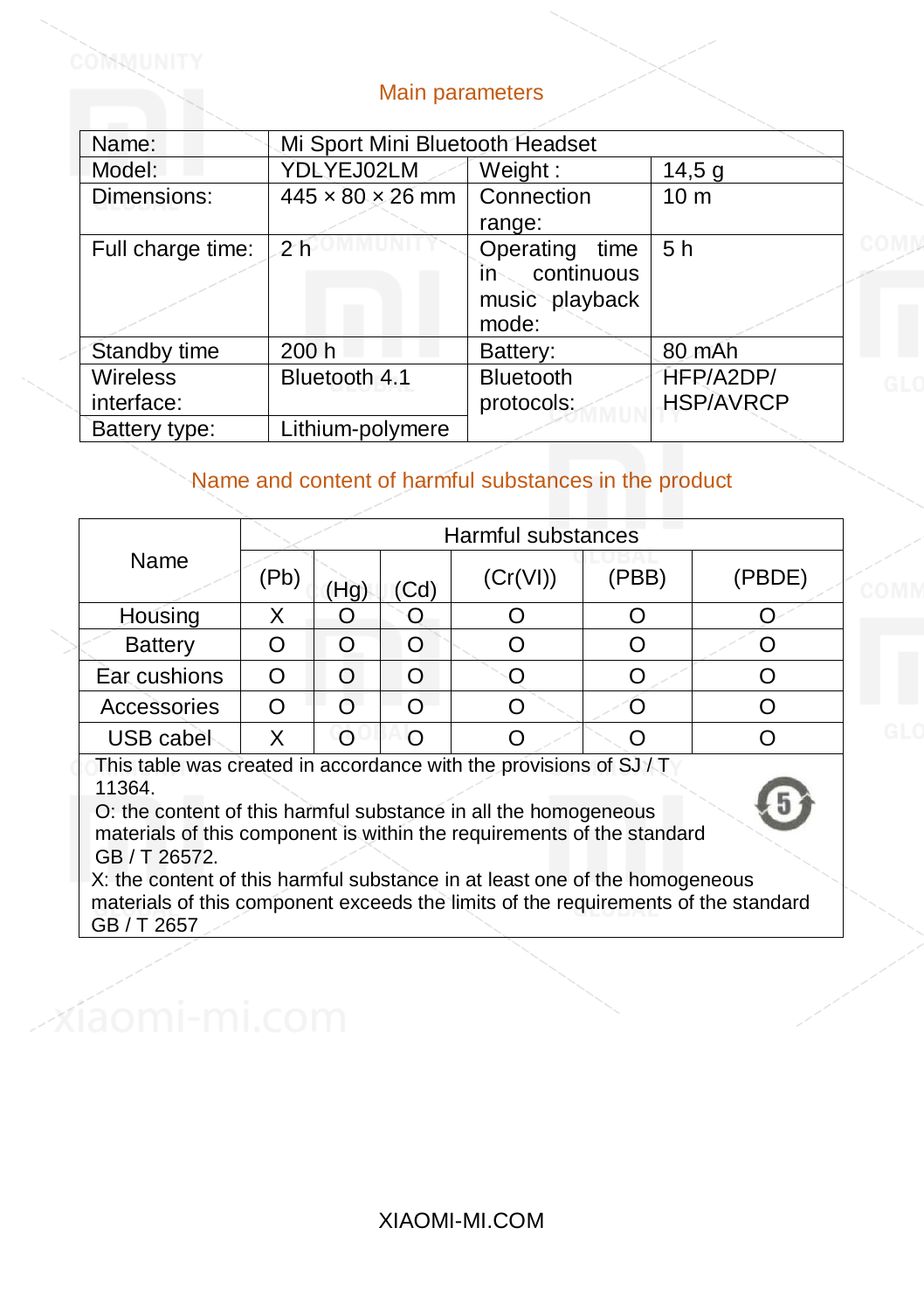## Main parameters

| Name: | Mi Sport Mini Bluetooth Headset | | |
|---|---|---|---|
| Model: | YDLYEJ02LM | Weight : | 14,5 g |
| Dimensions: | 445 × 80 × 26 mm | Connection range: | 10 m |
| Full charge time: | 2 h | Operating time in continuous music playback mode: | 5 h |
| Standby time | 200 h | Battery: | 80 mAh |
| Wireless interface: | Bluetooth 4.1 | Bluetooth protocols: | HFP/A2DP/ HSP/AVRCP |
| Battery type: | Lithium-polymere | | |

## Name and content of harmful substances in the product

| Name | Harmful substances | | | | | |
|---|---|---|---|---|---|---|
| | (Pb) | (Hg) | (Cd) | (Cr(VI)) | (PBB) | (PBDE) |
| Housing | X | O | O | O | O | O |
| Battery | O | O | O | O | O | O |
| Ear cushions | O | O | O | O | O | O |
| Accessories | O | O | O | O | O | O |
| USB cabel | X | O | O | O | O | O |

This table was created in accordance with the provisions of SJ / T 11364.

O: the content of this harmful substance in all the homogeneous materials of this component is within the requirements of the standard GB / T 26572.

X: the content of this harmful substance in at least one of the homogeneous materials of this component exceeds the limits of the requirements of the standard GB / T 2657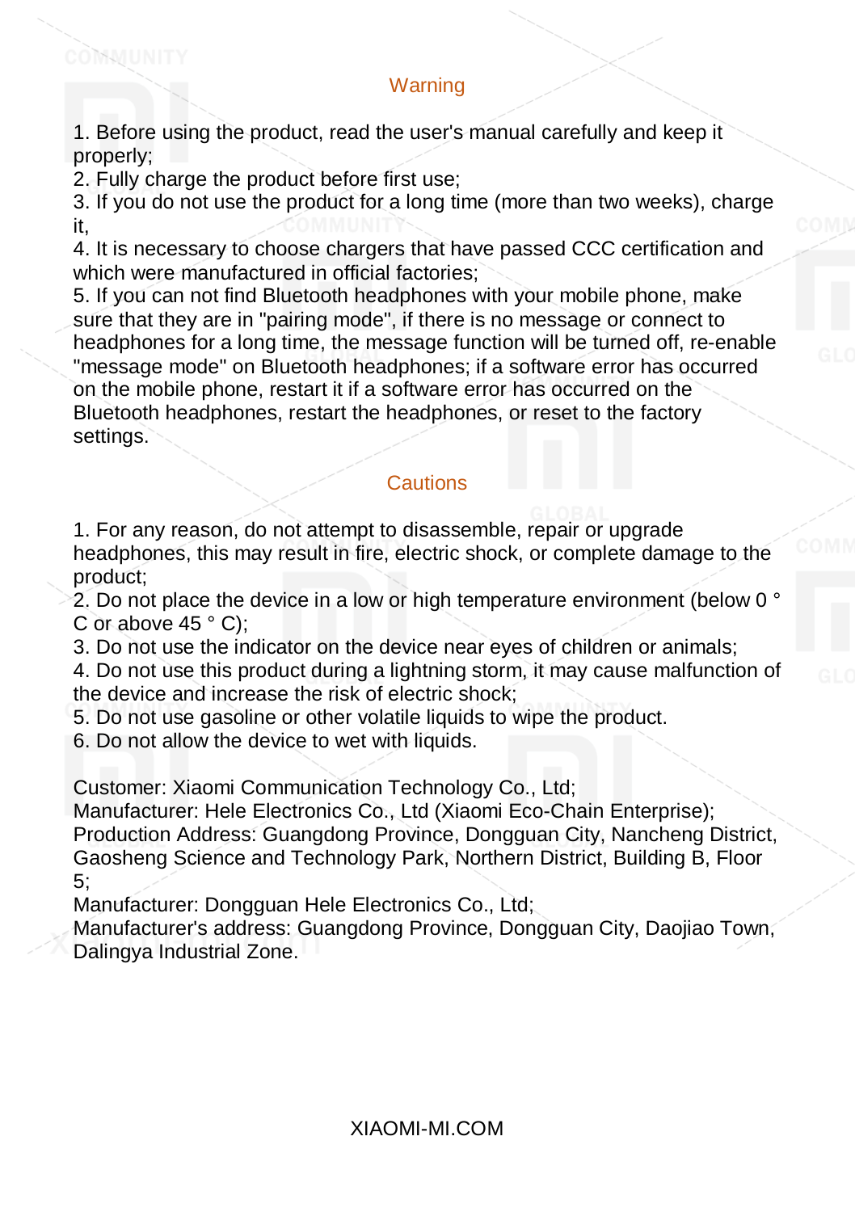## Warning

1. Before using the product, read the user's manual carefully and keep it properly;
2. Fully charge the product before first use;
3. If you do not use the product for a long time (more than two weeks), charge it,
4. It is necessary to choose chargers that have passed CCC certification and which were manufactured in official factories;
5. If you can not find Bluetooth headphones with your mobile phone, make sure that they are in "pairing mode", if there is no message or connect to headphones for a long time, the message function will be turned off, re-enable "message mode" on Bluetooth headphones; if a software error has occurred on the mobile phone, restart it if a software error has occurred on the Bluetooth headphones, restart the headphones, or reset to the factory settings.

## Cautions

1. For any reason, do not attempt to disassemble, repair or upgrade headphones, this may result in fire, electric shock, or complete damage to the product;
2. Do not place the device in a low or high temperature environment (below 0 ° C or above 45 ° C);
3. Do not use the indicator on the device near eyes of children or animals;
4. Do not use this product during a lightning storm, it may cause malfunction of the device and increase the risk of electric shock;
5. Do not use gasoline or other volatile liquids to wipe the product.
6. Do not allow the device to wet with liquids.

Customer: Xiaomi Communication Technology Co., Ltd;
Manufacturer: Hele Electronics Co., Ltd (Xiaomi Eco-Chain Enterprise);
Production Address: Guangdong Province, Dongguan City, Nancheng District, Gaosheng Science and Technology Park, Northern District, Building B, Floor 5;
Manufacturer: Dongguan Hele Electronics Co., Ltd;
Manufacturer's address: Guangdong Province, Dongguan City, Daojiao Town, Dalingya Industrial Zone.